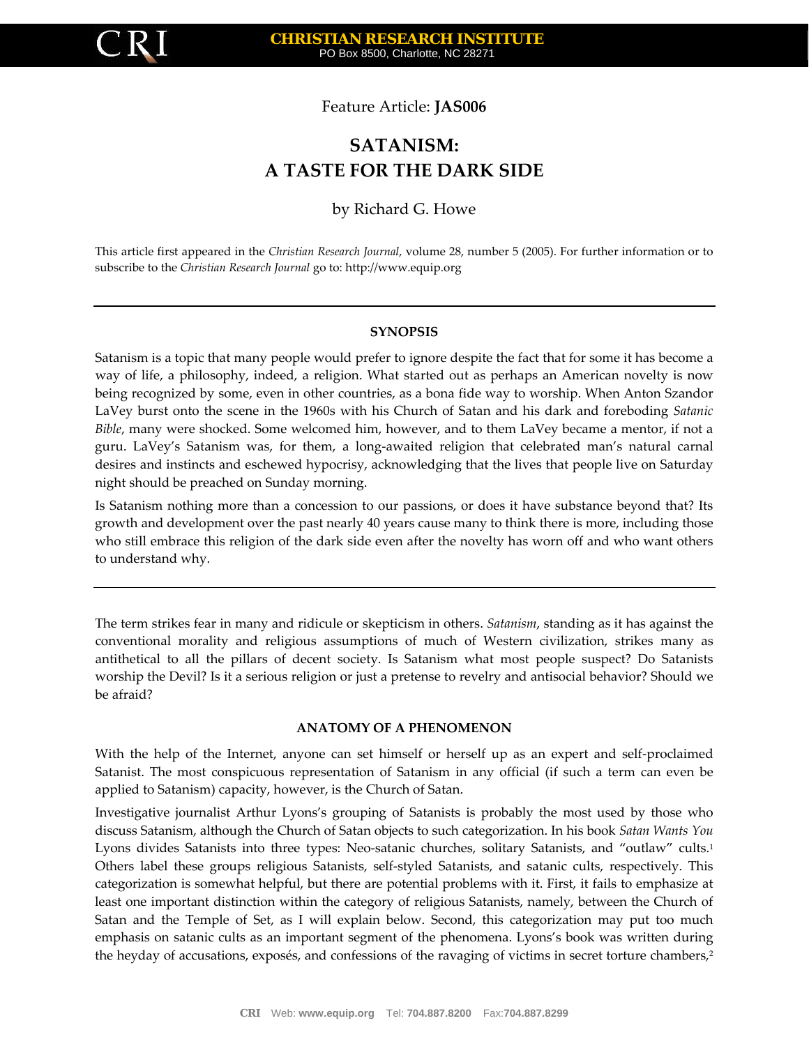Feature Article: **JAS006**

# SATANISM: A TASTE FOR THE DARK SIDE

by Richard G. Howe

This article first appeared in the *Christian Research Journal*, volume 28, number 5 (2005). For further information or to subscribe to the *Christian Research Journal* go to: http://www.equip.org

---

## SYNOPSIS

Satanism is a topic that many people would prefer to ignore despite the fact that for some it has become a way of life, a philosophy, indeed, a religion. What started out as perhaps an American novelty is now being recognized by some, even in other countries, as a bona fide way to worship. When Anton Szandor LaVey burst onto the scene in the 1960s with his Church of Satan and his dark and foreboding *Satanic Bible*, many were shocked. Some welcomed him, however, and to them LaVey became a mentor, if not a guru. LaVey's Satanism was, for them, a long-awaited religion that celebrated man's natural carnal desires and instincts and eschewed hypocrisy, acknowledging that the lives that people live on Saturday night should be preached on Sunday morning.

Is Satanism nothing more than a concession to our passions, or does it have substance beyond that? Its growth and development over the past nearly 40 years cause many to think there is more, including those who still embrace this religion of the dark side even after the novelty has worn off and who want others to understand why.

---

The term strikes fear in many and ridicule or skepticism in others. *Satanism*, standing as it has against the conventional morality and religious assumptions of much of Western civilization, strikes many as antithetical to all the pillars of decent society. Is Satanism what most people suspect? Do Satanists worship the Devil? Is it a serious religion or just a pretense to revelry and antisocial behavior? Should we be afraid?

## ANATOMY OF A PHENOMENON

With the help of the Internet, anyone can set himself or herself up as an expert and self-proclaimed Satanist. The most conspicuous representation of Satanism in any official (if such a term can even be applied to Satanism) capacity, however, is the Church of Satan.

Investigative journalist Arthur Lyons's grouping of Satanists is probably the most used by those who discuss Satanism, although the Church of Satan objects to such categorization. In his book *Satan Wants You* Lyons divides Satanists into three types: Neo-satanic churches, solitary Satanists, and "outlaw" cults.[1] Others label these groups religious Satanists, self-styled Satanists, and satanic cults, respectively. This categorization is somewhat helpful, but there are potential problems with it. First, it fails to emphasize at least one important distinction within the category of religious Satanists, namely, between the Church of Satan and the Temple of Set, as I will explain below. Second, this categorization may put too much emphasis on satanic cults as an important segment of the phenomena. Lyons's book was written during the heyday of accusations, exposés, and confessions of the ravaging of victims in secret torture chambers,[2]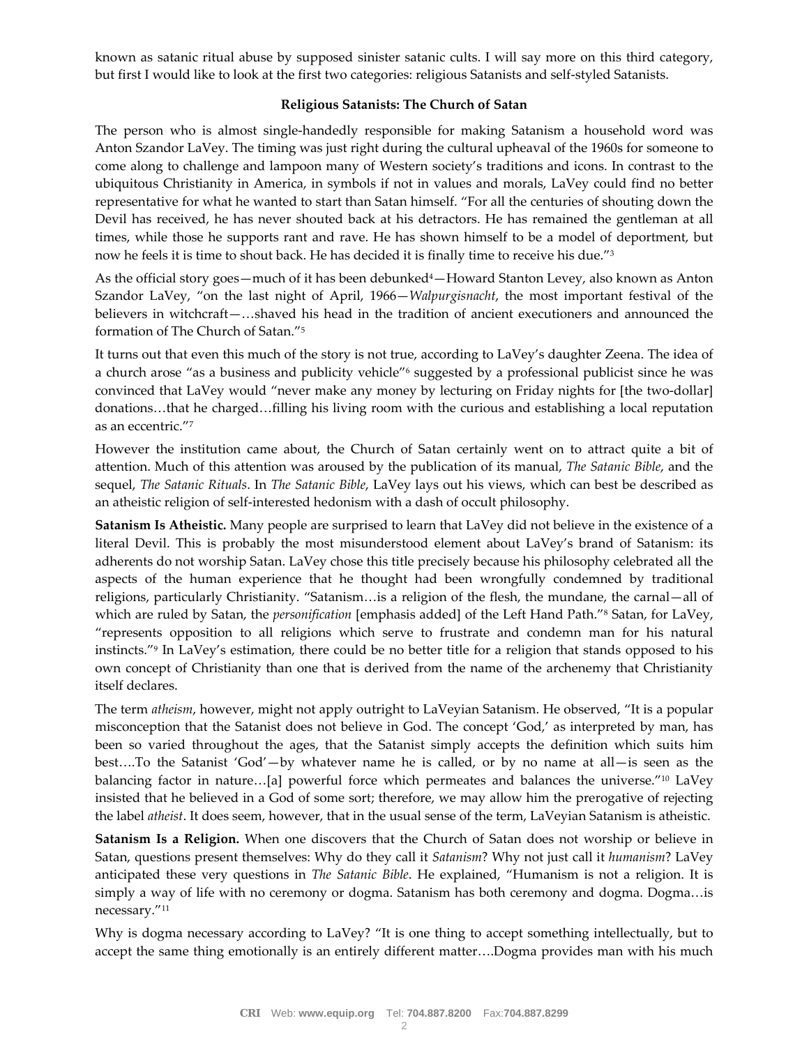known as satanic ritual abuse by supposed sinister satanic cults. I will say more on this third category, but first I would like to look at the first two categories: religious Satanists and self-styled Satanists.

### Religious Satanists: The Church of Satan

The person who is almost single-handedly responsible for making Satanism a household word was Anton Szandor LaVey. The timing was just right during the cultural upheaval of the 1960s for someone to come along to challenge and lampoon many of Western society's traditions and icons. In contrast to the ubiquitous Christianity in America, in symbols if not in values and morals, LaVey could find no better representative for what he wanted to start than Satan himself. "For all the centuries of shouting down the Devil has received, he has never shouted back at his detractors. He has remained the gentleman at all times, while those he supports rant and rave. He has shown himself to be a model of deportment, but now he feels it is time to shout back. He has decided it is finally time to receive his due."[3]

As the official story goes—much of it has been debunked[4]—Howard Stanton Levey, also known as Anton Szandor LaVey, "on the last night of April, 1966—*Walpurgisnacht*, the most important festival of the believers in witchcraft—…shaved his head in the tradition of ancient executioners and announced the formation of The Church of Satan."[5]

It turns out that even this much of the story is not true, according to LaVey's daughter Zeena. The idea of a church arose "as a business and publicity vehicle"[6] suggested by a professional publicist since he was convinced that LaVey would "never make any money by lecturing on Friday nights for [the two-dollar] donations…that he charged…filling his living room with the curious and establishing a local reputation as an eccentric."[7]

However the institution came about, the Church of Satan certainly went on to attract quite a bit of attention. Much of this attention was aroused by the publication of its manual, *The Satanic Bible*, and the sequel, *The Satanic Rituals*. In *The Satanic Bible*, LaVey lays out his views, which can best be described as an atheistic religion of self-interested hedonism with a dash of occult philosophy.

**Satanism Is Atheistic.** Many people are surprised to learn that LaVey did not believe in the existence of a literal Devil. This is probably the most misunderstood element about LaVey's brand of Satanism: its adherents do not worship Satan. LaVey chose this title precisely because his philosophy celebrated all the aspects of the human experience that he thought had been wrongfully condemned by traditional religions, particularly Christianity. "Satanism…is a religion of the flesh, the mundane, the carnal—all of which are ruled by Satan, the *personification* [emphasis added] of the Left Hand Path."[8] Satan, for LaVey, "represents opposition to all religions which serve to frustrate and condemn man for his natural instincts."[9] In LaVey's estimation, there could be no better title for a religion that stands opposed to his own concept of Christianity than one that is derived from the name of the archenemy that Christianity itself declares.

The term *atheism*, however, might not apply outright to LaVeyian Satanism. He observed, "It is a popular misconception that the Satanist does not believe in God. The concept 'God,' as interpreted by man, has been so varied throughout the ages, that the Satanist simply accepts the definition which suits him best….To the Satanist 'God'—by whatever name he is called, or by no name at all—is seen as the balancing factor in nature…[a] powerful force which permeates and balances the universe."[10] LaVey insisted that he believed in a God of some sort; therefore, we may allow him the prerogative of rejecting the label *atheist*. It does seem, however, that in the usual sense of the term, LaVeyian Satanism is atheistic.

**Satanism Is a Religion.** When one discovers that the Church of Satan does not worship or believe in Satan, questions present themselves: Why do they call it *Satanism*? Why not just call it *humanism*? LaVey anticipated these very questions in *The Satanic Bible*. He explained, "Humanism is not a religion. It is simply a way of life with no ceremony or dogma. Satanism has both ceremony and dogma. Dogma…is necessary."[11]

Why is dogma necessary according to LaVey? "It is one thing to accept something intellectually, but to accept the same thing emotionally is an entirely different matter….Dogma provides man with his much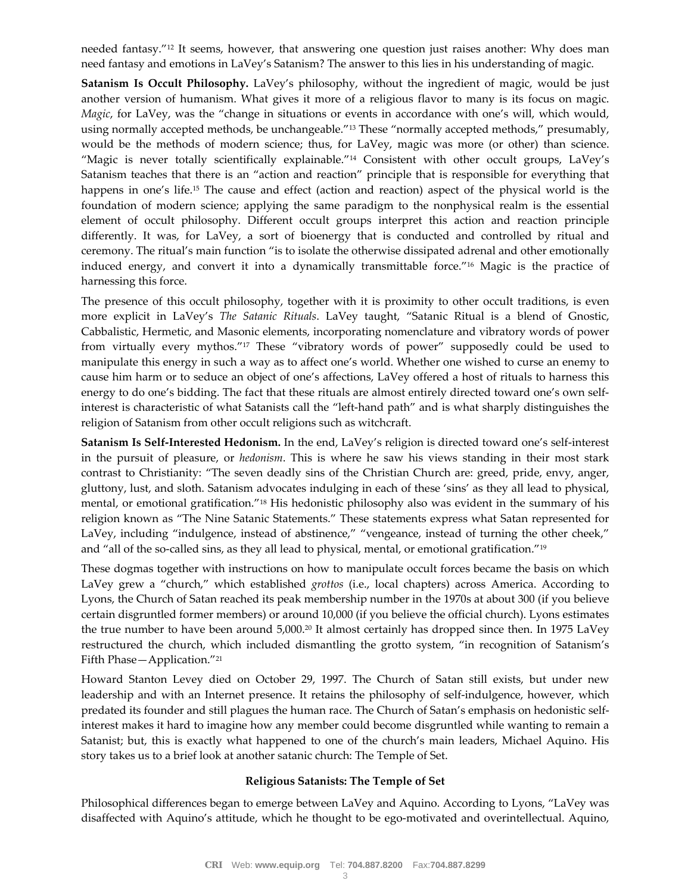needed fantasy."[12] It seems, however, that answering one question just raises another: Why does man need fantasy and emotions in LaVey's Satanism? The answer to this lies in his understanding of magic.

**Satanism Is Occult Philosophy.** LaVey's philosophy, without the ingredient of magic, would be just another version of humanism. What gives it more of a religious flavor to many is its focus on magic. *Magic*, for LaVey, was the "change in situations or events in accordance with one's will, which would, using normally accepted methods, be unchangeable."[13] These "normally accepted methods," presumably, would be the methods of modern science; thus, for LaVey, magic was more (or other) than science. "Magic is never totally scientifically explainable."[14] Consistent with other occult groups, LaVey's Satanism teaches that there is an "action and reaction" principle that is responsible for everything that happens in one's life.[15] The cause and effect (action and reaction) aspect of the physical world is the foundation of modern science; applying the same paradigm to the nonphysical realm is the essential element of occult philosophy. Different occult groups interpret this action and reaction principle differently. It was, for LaVey, a sort of bioenergy that is conducted and controlled by ritual and ceremony. The ritual's main function "is to isolate the otherwise dissipated adrenal and other emotionally induced energy, and convert it into a dynamically transmittable force."[16] Magic is the practice of harnessing this force.

The presence of this occult philosophy, together with it is proximity to other occult traditions, is even more explicit in LaVey's *The Satanic Rituals*. LaVey taught, "Satanic Ritual is a blend of Gnostic, Cabbalistic, Hermetic, and Masonic elements, incorporating nomenclature and vibratory words of power from virtually every mythos."[17] These "vibratory words of power" supposedly could be used to manipulate this energy in such a way as to affect one's world. Whether one wished to curse an enemy to cause him harm or to seduce an object of one's affections, LaVey offered a host of rituals to harness this energy to do one's bidding. The fact that these rituals are almost entirely directed toward one's own self-interest is characteristic of what Satanists call the "left-hand path" and is what sharply distinguishes the religion of Satanism from other occult religions such as witchcraft.

**Satanism Is Self-Interested Hedonism.** In the end, LaVey's religion is directed toward one's self-interest in the pursuit of pleasure, or *hedonism*. This is where he saw his views standing in their most stark contrast to Christianity: "The seven deadly sins of the Christian Church are: greed, pride, envy, anger, gluttony, lust, and sloth. Satanism advocates indulging in each of these 'sins' as they all lead to physical, mental, or emotional gratification."[18] His hedonistic philosophy also was evident in the summary of his religion known as "The Nine Satanic Statements." These statements express what Satan represented for LaVey, including "indulgence, instead of abstinence," "vengeance, instead of turning the other cheek," and "all of the so-called sins, as they all lead to physical, mental, or emotional gratification."[19]

These dogmas together with instructions on how to manipulate occult forces became the basis on which LaVey grew a "church," which established *grottos* (i.e., local chapters) across America. According to Lyons, the Church of Satan reached its peak membership number in the 1970s at about 300 (if you believe certain disgruntled former members) or around 10,000 (if you believe the official church). Lyons estimates the true number to have been around 5,000.[20] It almost certainly has dropped since then. In 1975 LaVey restructured the church, which included dismantling the grotto system, "in recognition of Satanism's Fifth Phase—Application."[21]

Howard Stanton Levey died on October 29, 1997. The Church of Satan still exists, but under new leadership and with an Internet presence. It retains the philosophy of self-indulgence, however, which predated its founder and still plagues the human race. The Church of Satan's emphasis on hedonistic self-interest makes it hard to imagine how any member could become disgruntled while wanting to remain a Satanist; but, this is exactly what happened to one of the church's main leaders, Michael Aquino. His story takes us to a brief look at another satanic church: The Temple of Set.

### Religious Satanists: The Temple of Set

Philosophical differences began to emerge between LaVey and Aquino. According to Lyons, "LaVey was disaffected with Aquino's attitude, which he thought to be ego-motivated and overintellectual. Aquino,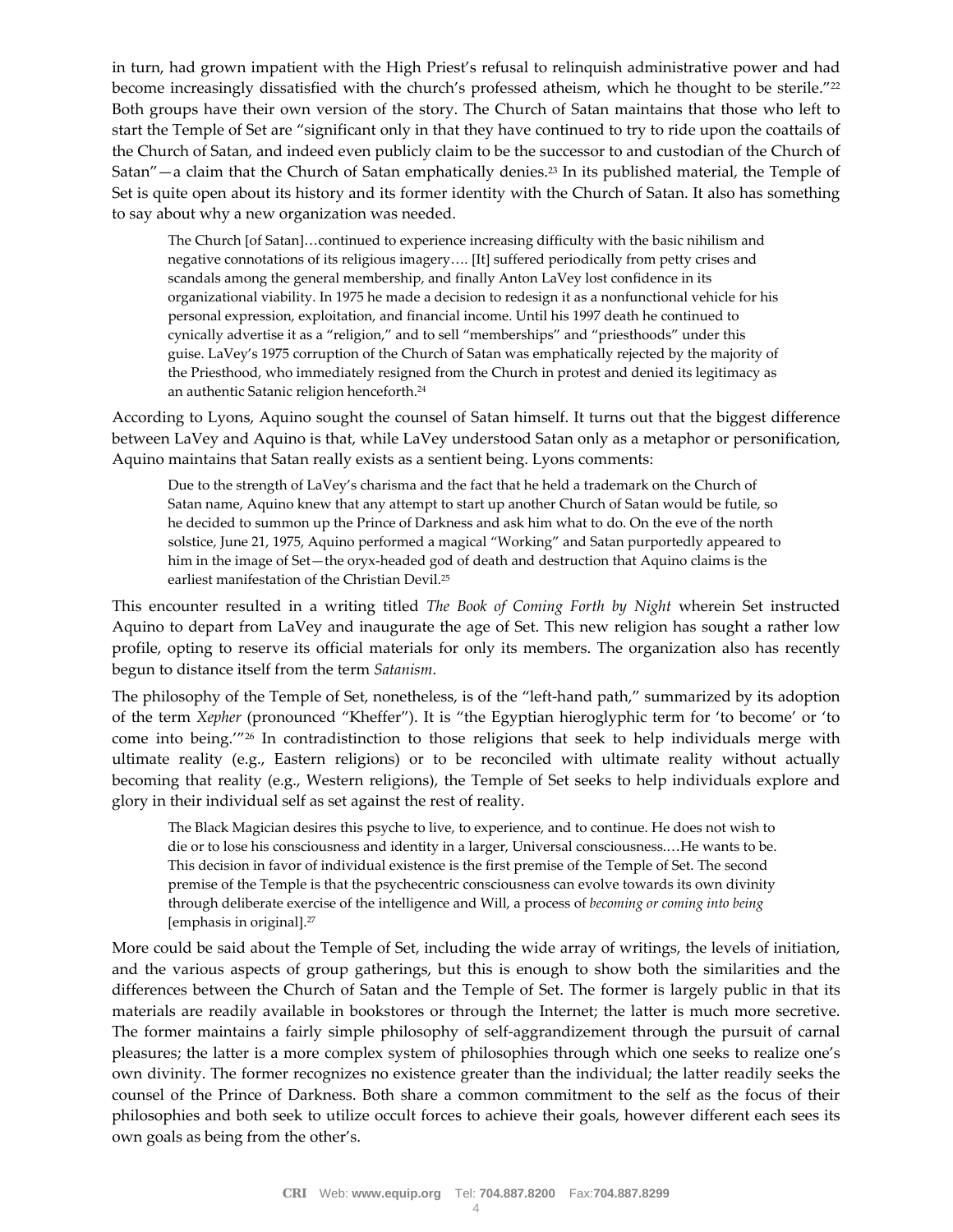in turn, had grown impatient with the High Priest's refusal to relinquish administrative power and had become increasingly dissatisfied with the church's professed atheism, which he thought to be sterile."[22] Both groups have their own version of the story. The Church of Satan maintains that those who left to start the Temple of Set are "significant only in that they have continued to try to ride upon the coattails of the Church of Satan, and indeed even publicly claim to be the successor to and custodian of the Church of Satan"—a claim that the Church of Satan emphatically denies.[23] In its published material, the Temple of Set is quite open about its history and its former identity with the Church of Satan. It also has something to say about why a new organization was needed.

> The Church [of Satan]…continued to experience increasing difficulty with the basic nihilism and negative connotations of its religious imagery…. [It] suffered periodically from petty crises and scandals among the general membership, and finally Anton LaVey lost confidence in its organizational viability. In 1975 he made a decision to redesign it as a nonfunctional vehicle for his personal expression, exploitation, and financial income. Until his 1997 death he continued to cynically advertise it as a "religion," and to sell "memberships" and "priesthoods" under this guise. LaVey's 1975 corruption of the Church of Satan was emphatically rejected by the majority of the Priesthood, who immediately resigned from the Church in protest and denied its legitimacy as an authentic Satanic religion henceforth.[24]

According to Lyons, Aquino sought the counsel of Satan himself. It turns out that the biggest difference between LaVey and Aquino is that, while LaVey understood Satan only as a metaphor or personification, Aquino maintains that Satan really exists as a sentient being. Lyons comments:

> Due to the strength of LaVey's charisma and the fact that he held a trademark on the Church of Satan name, Aquino knew that any attempt to start up another Church of Satan would be futile, so he decided to summon up the Prince of Darkness and ask him what to do. On the eve of the north solstice, June 21, 1975, Aquino performed a magical "Working" and Satan purportedly appeared to him in the image of Set—the oryx-headed god of death and destruction that Aquino claims is the earliest manifestation of the Christian Devil.[25]

This encounter resulted in a writing titled *The Book of Coming Forth by Night* wherein Set instructed Aquino to depart from LaVey and inaugurate the age of Set. This new religion has sought a rather low profile, opting to reserve its official materials for only its members. The organization also has recently begun to distance itself from the term *Satanism*.

The philosophy of the Temple of Set, nonetheless, is of the "left-hand path," summarized by its adoption of the term *Xepher* (pronounced "Kheffer"). It is "the Egyptian hieroglyphic term for 'to become' or 'to come into being.'"[26] In contradistinction to those religions that seek to help individuals merge with ultimate reality (e.g., Eastern religions) or to be reconciled with ultimate reality without actually becoming that reality (e.g., Western religions), the Temple of Set seeks to help individuals explore and glory in their individual self as set against the rest of reality.

> The Black Magician desires this psyche to live, to experience, and to continue. He does not wish to die or to lose his consciousness and identity in a larger, Universal consciousness.…He wants to be. This decision in favor of individual existence is the first premise of the Temple of Set. The second premise of the Temple is that the psychecentric consciousness can evolve towards its own divinity through deliberate exercise of the intelligence and Will, a process of *becoming or coming into being* [emphasis in original].[27]

More could be said about the Temple of Set, including the wide array of writings, the levels of initiation, and the various aspects of group gatherings, but this is enough to show both the similarities and the differences between the Church of Satan and the Temple of Set. The former is largely public in that its materials are readily available in bookstores or through the Internet; the latter is much more secretive. The former maintains a fairly simple philosophy of self-aggrandizement through the pursuit of carnal pleasures; the latter is a more complex system of philosophies through which one seeks to realize one's own divinity. The former recognizes no existence greater than the individual; the latter readily seeks the counsel of the Prince of Darkness. Both share a common commitment to the self as the focus of their philosophies and both seek to utilize occult forces to achieve their goals, however different each sees its own goals as being from the other's.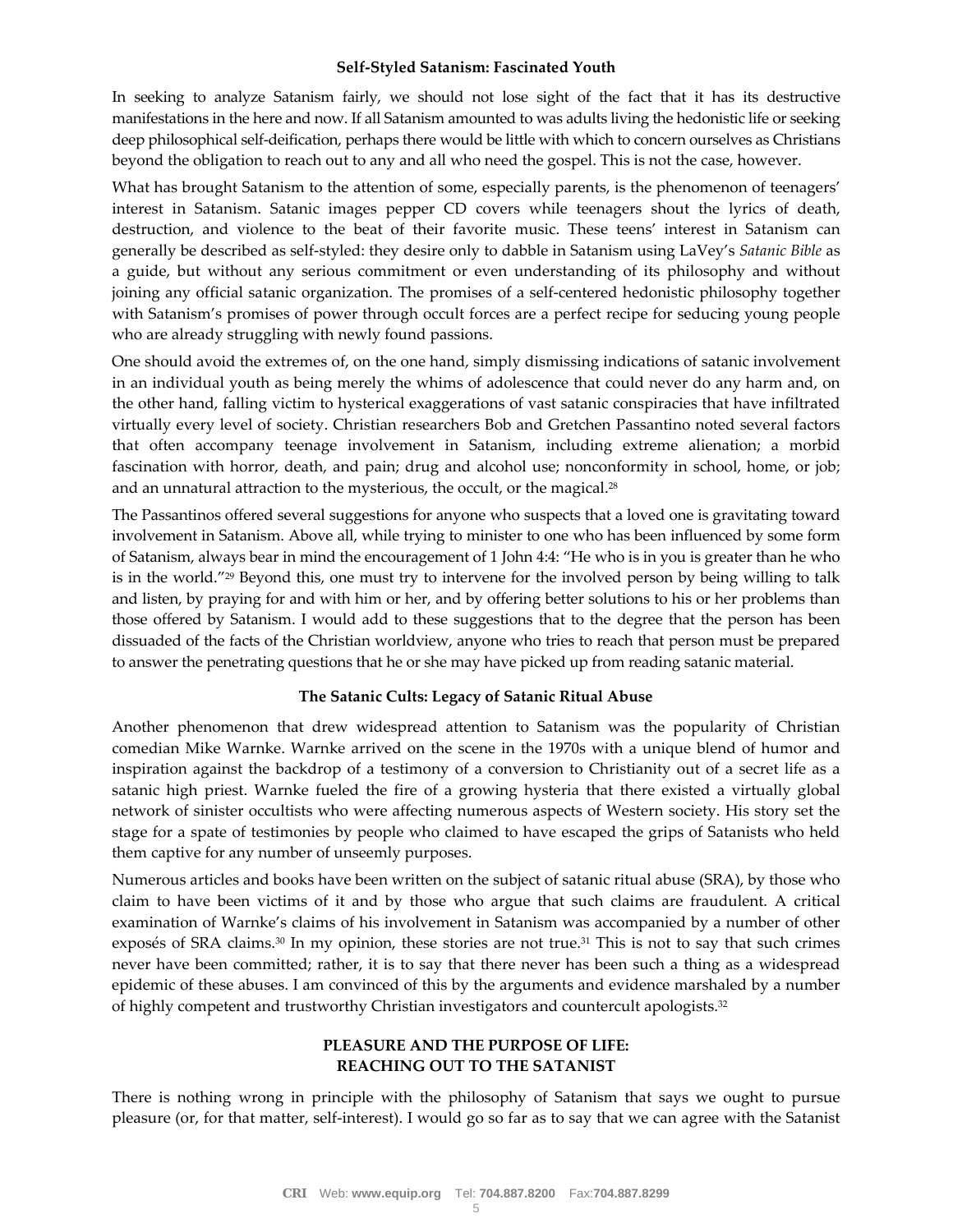### Self-Styled Satanism: Fascinated Youth

In seeking to analyze Satanism fairly, we should not lose sight of the fact that it has its destructive manifestations in the here and now. If all Satanism amounted to was adults living the hedonistic life or seeking deep philosophical self-deification, perhaps there would be little with which to concern ourselves as Christians beyond the obligation to reach out to any and all who need the gospel. This is not the case, however.

What has brought Satanism to the attention of some, especially parents, is the phenomenon of teenagers' interest in Satanism. Satanic images pepper CD covers while teenagers shout the lyrics of death, destruction, and violence to the beat of their favorite music. These teens' interest in Satanism can generally be described as self-styled: they desire only to dabble in Satanism using LaVey's *Satanic Bible* as a guide, but without any serious commitment or even understanding of its philosophy and without joining any official satanic organization. The promises of a self-centered hedonistic philosophy together with Satanism's promises of power through occult forces are a perfect recipe for seducing young people who are already struggling with newly found passions.

One should avoid the extremes of, on the one hand, simply dismissing indications of satanic involvement in an individual youth as being merely the whims of adolescence that could never do any harm and, on the other hand, falling victim to hysterical exaggerations of vast satanic conspiracies that have infiltrated virtually every level of society. Christian researchers Bob and Gretchen Passantino noted several factors that often accompany teenage involvement in Satanism, including extreme alienation; a morbid fascination with horror, death, and pain; drug and alcohol use; nonconformity in school, home, or job; and an unnatural attraction to the mysterious, the occult, or the magical.[28]

The Passantinos offered several suggestions for anyone who suspects that a loved one is gravitating toward involvement in Satanism. Above all, while trying to minister to one who has been influenced by some form of Satanism, always bear in mind the encouragement of 1 John 4:4: "He who is in you is greater than he who is in the world."[29] Beyond this, one must try to intervene for the involved person by being willing to talk and listen, by praying for and with him or her, and by offering better solutions to his or her problems than those offered by Satanism. I would add to these suggestions that to the degree that the person has been dissuaded of the facts of the Christian worldview, anyone who tries to reach that person must be prepared to answer the penetrating questions that he or she may have picked up from reading satanic material.

### The Satanic Cults: Legacy of Satanic Ritual Abuse

Another phenomenon that drew widespread attention to Satanism was the popularity of Christian comedian Mike Warnke. Warnke arrived on the scene in the 1970s with a unique blend of humor and inspiration against the backdrop of a testimony of a conversion to Christianity out of a secret life as a satanic high priest. Warnke fueled the fire of a growing hysteria that there existed a virtually global network of sinister occultists who were affecting numerous aspects of Western society. His story set the stage for a spate of testimonies by people who claimed to have escaped the grips of Satanists who held them captive for any number of unseemly purposes.

Numerous articles and books have been written on the subject of satanic ritual abuse (SRA), by those who claim to have been victims of it and by those who argue that such claims are fraudulent. A critical examination of Warnke's claims of his involvement in Satanism was accompanied by a number of other exposés of SRA claims.[30] In my opinion, these stories are not true.[31] This is not to say that such crimes never have been committed; rather, it is to say that there never has been such a thing as a widespread epidemic of these abuses. I am convinced of this by the arguments and evidence marshaled by a number of highly competent and trustworthy Christian investigators and countercult apologists.[32]

## PLEASURE AND THE PURPOSE OF LIFE: REACHING OUT TO THE SATANIST

There is nothing wrong in principle with the philosophy of Satanism that says we ought to pursue pleasure (or, for that matter, self-interest). I would go so far as to say that we can agree with the Satanist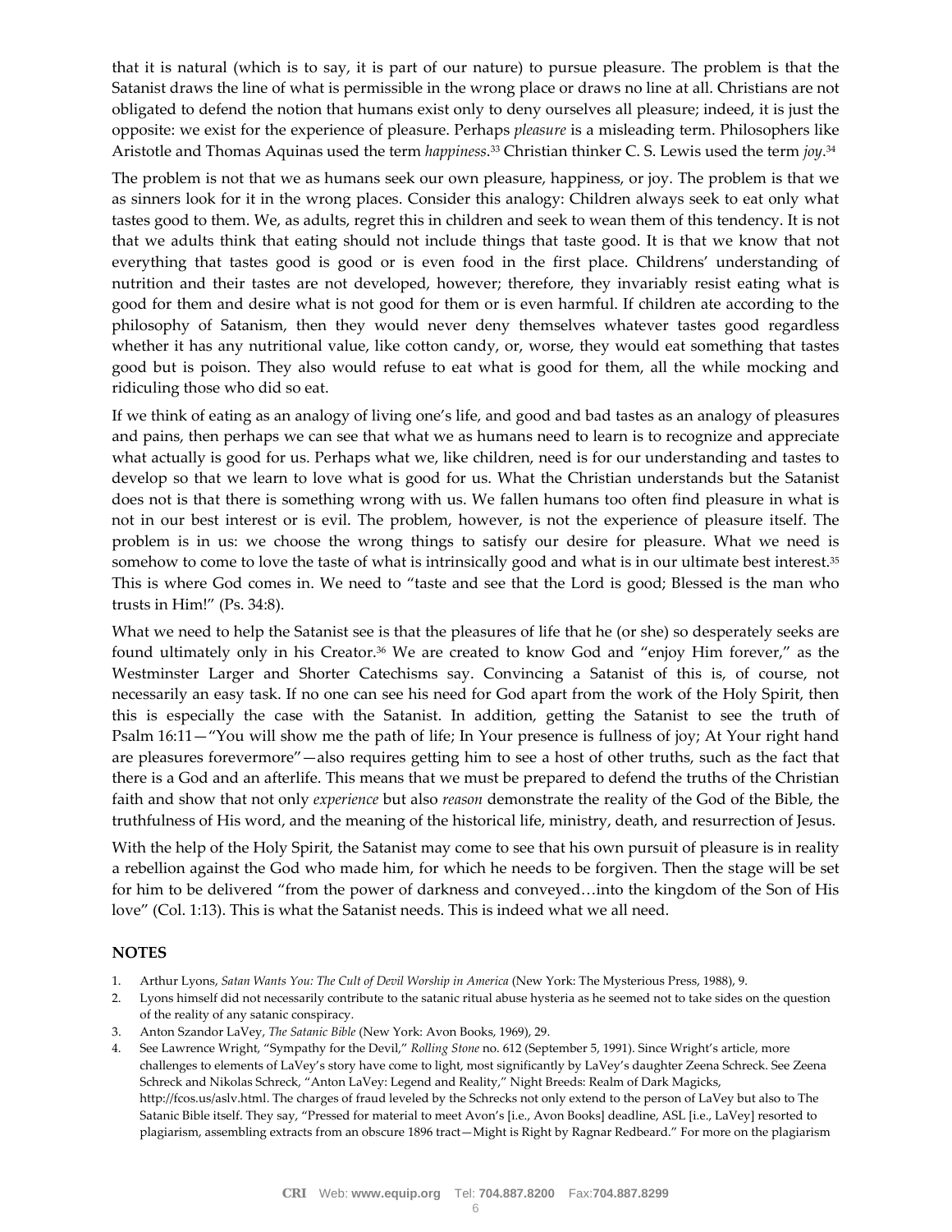that it is natural (which is to say, it is part of our nature) to pursue pleasure. The problem is that the Satanist draws the line of what is permissible in the wrong place or draws no line at all. Christians are not obligated to defend the notion that humans exist only to deny ourselves all pleasure; indeed, it is just the opposite: we exist for the experience of pleasure. Perhaps *pleasure* is a misleading term. Philosophers like Aristotle and Thomas Aquinas used the term *happiness*.[33] Christian thinker C. S. Lewis used the term *joy*.[34]

The problem is not that we as humans seek our own pleasure, happiness, or joy. The problem is that we as sinners look for it in the wrong places. Consider this analogy: Children always seek to eat only what tastes good to them. We, as adults, regret this in children and seek to wean them of this tendency. It is not that we adults think that eating should not include things that taste good. It is that we know that not everything that tastes good is good or is even food in the first place. Childrens' understanding of nutrition and their tastes are not developed, however; therefore, they invariably resist eating what is good for them and desire what is not good for them or is even harmful. If children ate according to the philosophy of Satanism, then they would never deny themselves whatever tastes good regardless whether it has any nutritional value, like cotton candy, or, worse, they would eat something that tastes good but is poison. They also would refuse to eat what is good for them, all the while mocking and ridiculing those who did so eat.

If we think of eating as an analogy of living one's life, and good and bad tastes as an analogy of pleasures and pains, then perhaps we can see that what we as humans need to learn is to recognize and appreciate what actually is good for us. Perhaps what we, like children, need is for our understanding and tastes to develop so that we learn to love what is good for us. What the Christian understands but the Satanist does not is that there is something wrong with us. We fallen humans too often find pleasure in what is not in our best interest or is evil. The problem, however, is not the experience of pleasure itself. The problem is in us: we choose the wrong things to satisfy our desire for pleasure. What we need is somehow to come to love the taste of what is intrinsically good and what is in our ultimate best interest.[35] This is where God comes in. We need to "taste and see that the Lord is good; Blessed is the man who trusts in Him!" (Ps. 34:8).

What we need to help the Satanist see is that the pleasures of life that he (or she) so desperately seeks are found ultimately only in his Creator.[36] We are created to know God and "enjoy Him forever," as the Westminster Larger and Shorter Catechisms say. Convincing a Satanist of this is, of course, not necessarily an easy task. If no one can see his need for God apart from the work of the Holy Spirit, then this is especially the case with the Satanist. In addition, getting the Satanist to see the truth of Psalm 16:11—"You will show me the path of life; In Your presence is fullness of joy; At Your right hand are pleasures forevermore"—also requires getting him to see a host of other truths, such as the fact that there is a God and an afterlife. This means that we must be prepared to defend the truths of the Christian faith and show that not only *experience* but also *reason* demonstrate the reality of the God of the Bible, the truthfulness of His word, and the meaning of the historical life, ministry, death, and resurrection of Jesus.

With the help of the Holy Spirit, the Satanist may come to see that his own pursuit of pleasure is in reality a rebellion against the God who made him, for which he needs to be forgiven. Then the stage will be set for him to be delivered "from the power of darkness and conveyed…into the kingdom of the Son of His love" (Col. 1:13). This is what the Satanist needs. This is indeed what we all need.

## NOTES

1. Arthur Lyons, *Satan Wants You: The Cult of Devil Worship in America* (New York: The Mysterious Press, 1988), 9.
2. Lyons himself did not necessarily contribute to the satanic ritual abuse hysteria as he seemed not to take sides on the question of the reality of any satanic conspiracy.
3. Anton Szandor LaVey, *The Satanic Bible* (New York: Avon Books, 1969), 29.
4. See Lawrence Wright, "Sympathy for the Devil," *Rolling Stone* no. 612 (September 5, 1991). Since Wright's article, more challenges to elements of LaVey's story have come to light, most significantly by LaVey's daughter Zeena Schreck. See Zeena Schreck and Nikolas Schreck, "Anton LaVey: Legend and Reality," Night Breeds: Realm of Dark Magicks, http://fcos.us/aslv.html. The charges of fraud leveled by the Schrecks not only extend to the person of LaVey but also to The Satanic Bible itself. They say, "Pressed for material to meet Avon's [i.e., Avon Books] deadline, ASL [i.e., LaVey] resorted to plagiarism, assembling extracts from an obscure 1896 tract—Might is Right by Ragnar Redbeard." For more on the plagiarism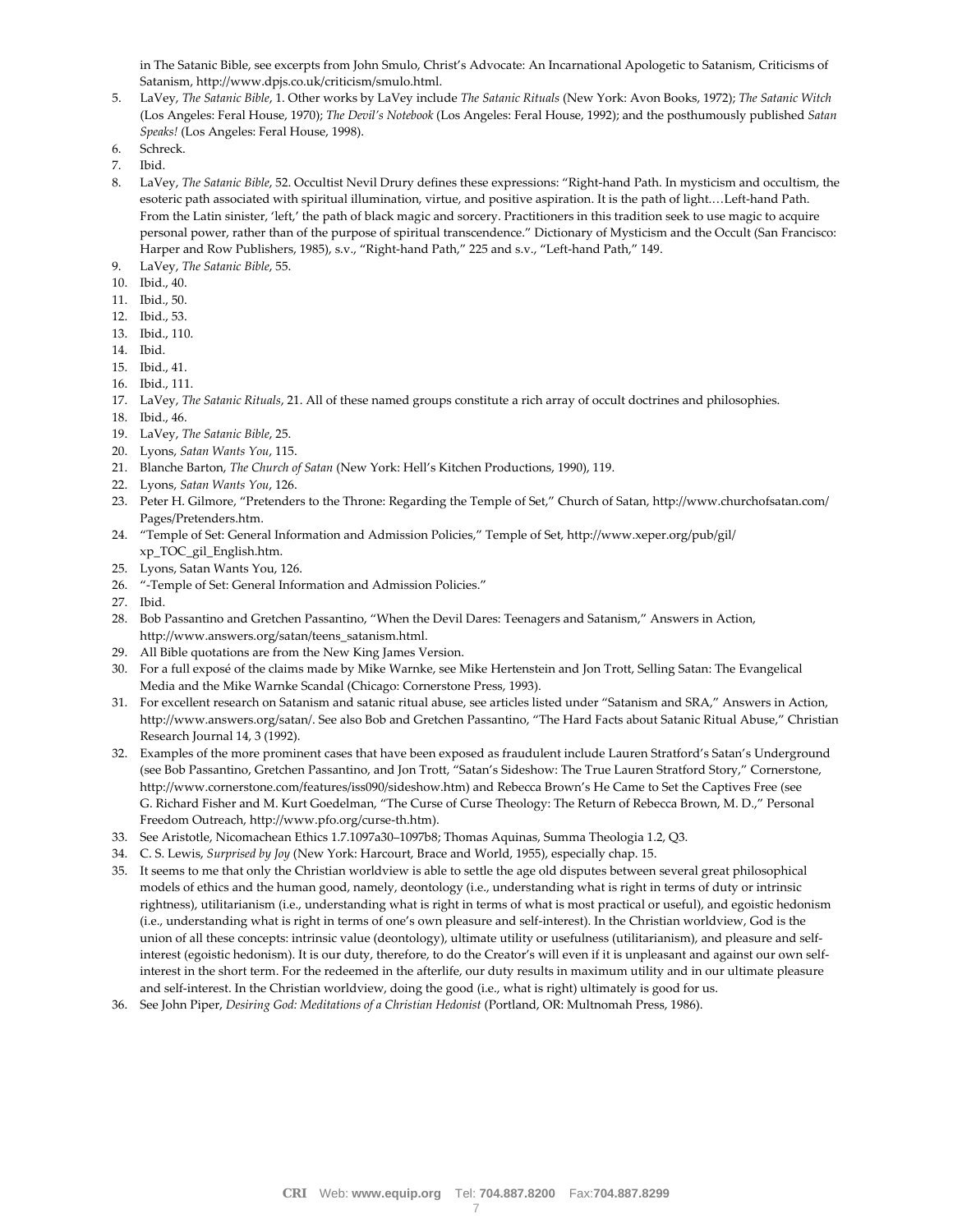in The Satanic Bible, see excerpts from John Smulo, Christ's Advocate: An Incarnational Apologetic to Satanism, Criticisms of Satanism, http://www.dpjs.co.uk/criticism/smulo.html.

5. LaVey, *The Satanic Bible*, 1. Other works by LaVey include *The Satanic Rituals* (New York: Avon Books, 1972); *The Satanic Witch* (Los Angeles: Feral House, 1970); *The Devil's Notebook* (Los Angeles: Feral House, 1992); and the posthumously published *Satan Speaks!* (Los Angeles: Feral House, 1998).
6. Schreck.
7. Ibid.
8. LaVey, *The Satanic Bible*, 52. Occultist Nevil Drury defines these expressions: "Right-hand Path. In mysticism and occultism, the esoteric path associated with spiritual illumination, virtue, and positive aspiration. It is the path of light.…Left-hand Path. From the Latin sinister, 'left,' the path of black magic and sorcery. Practitioners in this tradition seek to use magic to acquire personal power, rather than of the purpose of spiritual transcendence." Dictionary of Mysticism and the Occult (San Francisco: Harper and Row Publishers, 1985), s.v., "Right-hand Path," 225 and s.v., "Left-hand Path," 149.
9. LaVey, *The Satanic Bible*, 55.
10. Ibid., 40.
11. Ibid., 50.
12. Ibid., 53.
13. Ibid., 110.
14. Ibid.
15. Ibid., 41.
16. Ibid., 111.
17. LaVey, *The Satanic Rituals*, 21. All of these named groups constitute a rich array of occult doctrines and philosophies.
18. Ibid., 46.
19. LaVey, *The Satanic Bible*, 25.
20. Lyons, *Satan Wants You*, 115.
21. Blanche Barton, *The Church of Satan* (New York: Hell's Kitchen Productions, 1990), 119.
22. Lyons, *Satan Wants You*, 126.
23. Peter H. Gilmore, "Pretenders to the Throne: Regarding the Temple of Set," Church of Satan, http://www.churchofsatan.com/Pages/Pretenders.htm.
24. "Temple of Set: General Information and Admission Policies," Temple of Set, http://www.xeper.org/pub/gil/xp_TOC_gil_English.htm.
25. Lyons, Satan Wants You, 126.
26. "-Temple of Set: General Information and Admission Policies."
27. Ibid.
28. Bob Passantino and Gretchen Passantino, "When the Devil Dares: Teenagers and Satanism," Answers in Action, http://www.answers.org/satan/teens_satanism.html.
29. All Bible quotations are from the New King James Version.
30. For a full exposé of the claims made by Mike Warnke, see Mike Hertenstein and Jon Trott, Selling Satan: The Evangelical Media and the Mike Warnke Scandal (Chicago: Cornerstone Press, 1993).
31. For excellent research on Satanism and satanic ritual abuse, see articles listed under "Satanism and SRA," Answers in Action, http://www.answers.org/satan/. See also Bob and Gretchen Passantino, "The Hard Facts about Satanic Ritual Abuse," Christian Research Journal 14, 3 (1992).
32. Examples of the more prominent cases that have been exposed as fraudulent include Lauren Stratford's Satan's Underground (see Bob Passantino, Gretchen Passantino, and Jon Trott, "Satan's Sideshow: The True Lauren Stratford Story," Cornerstone, http://www.cornerstone.com/features/iss090/sideshow.htm) and Rebecca Brown's He Came to Set the Captives Free (see G. Richard Fisher and M. Kurt Goedelman, "The Curse of Curse Theology: The Return of Rebecca Brown, M. D.," Personal Freedom Outreach, http://www.pfo.org/curse-th.htm).
33. See Aristotle, Nicomachean Ethics 1.7.1097a30–1097b8; Thomas Aquinas, Summa Theologia 1.2, Q3.
34. C. S. Lewis, *Surprised by Joy* (New York: Harcourt, Brace and World, 1955), especially chap. 15.
35. It seems to me that only the Christian worldview is able to settle the age old disputes between several great philosophical models of ethics and the human good, namely, deontology (i.e., understanding what is right in terms of duty or intrinsic rightness), utilitarianism (i.e., understanding what is right in terms of what is most practical or useful), and egoistic hedonism (i.e., understanding what is right in terms of one's own pleasure and self-interest). In the Christian worldview, God is the union of all these concepts: intrinsic value (deontology), ultimate utility or usefulness (utilitarianism), and pleasure and self-interest (egoistic hedonism). It is our duty, therefore, to do the Creator's will even if it is unpleasant and against our own self-interest in the short term. For the redeemed in the afterlife, our duty results in maximum utility and in our ultimate pleasure and self-interest. In the Christian worldview, doing the good (i.e., what is right) ultimately is good for us.
36. See John Piper, *Desiring God: Meditations of a Christian Hedonist* (Portland, OR: Multnomah Press, 1986).

**CRI** Web: **www.equip.org** Tel: **704.887.8200** Fax:**704.887.8299**